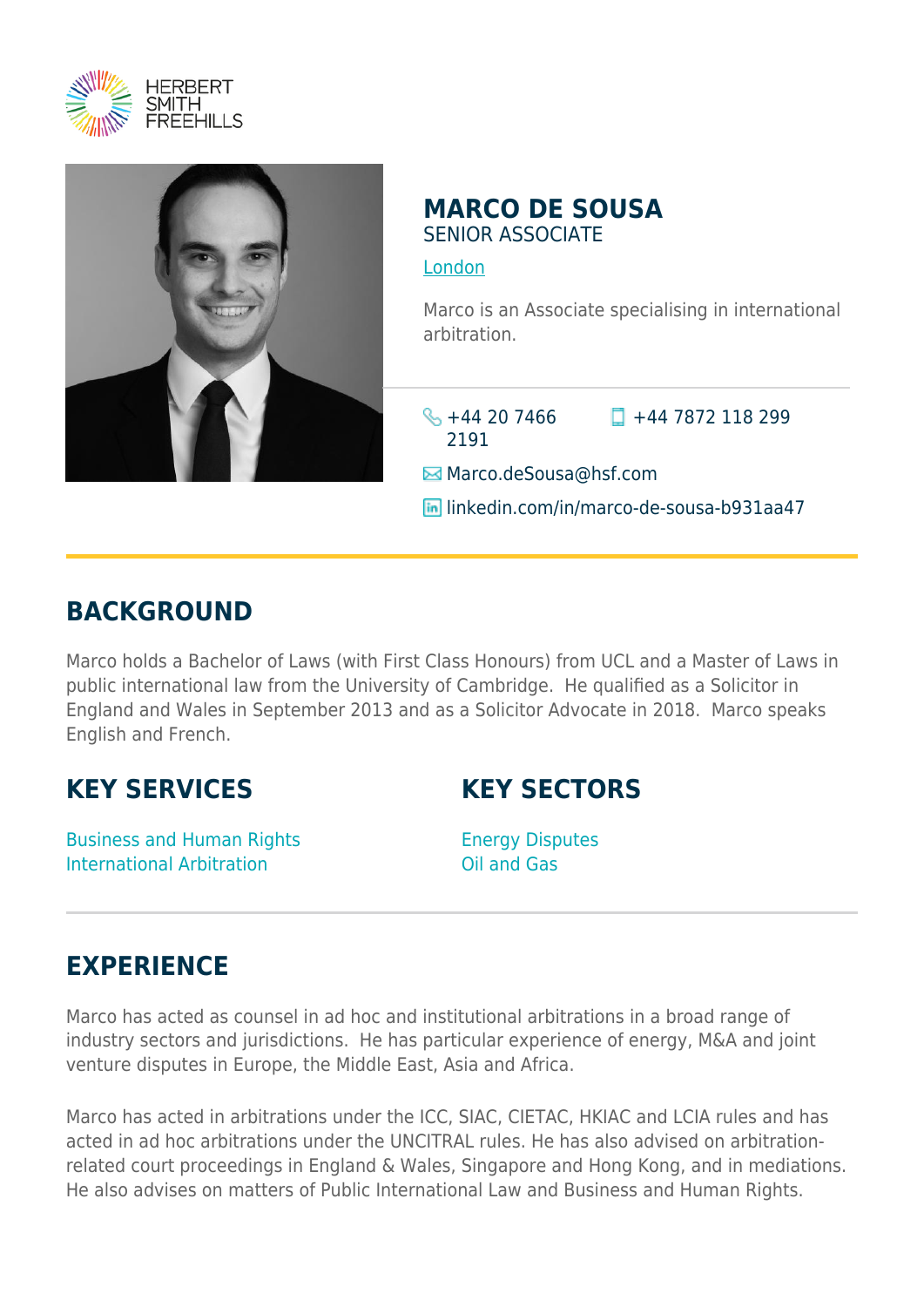HERBERT SMITH FREEHILLS

# MARCO DE SOUSA

SENIOR ASSOCIATE

London

Marco is an Associate specialising in international arbitration.

+44 20 7466 2191

+44 7872 118 299

Marco.deSousa@hsf.com

linkedin.com/in/marco-de-sousa-b931aa47

## BACKGROUND

Marco holds a Bachelor of Laws (with First Class Honours) from UCL and a Master of Laws in public international law from the University of Cambridge. He qualified as a Solicitor in England and Wales in September 2013 and as a Solicitor Advocate in 2018. Marco speaks English and French.

## KEY SERVICES

Business and Human Rights
International Arbitration

## KEY SECTORS

Energy Disputes
Oil and Gas

## EXPERIENCE

Marco has acted as counsel in ad hoc and institutional arbitrations in a broad range of industry sectors and jurisdictions. He has particular experience of energy, M&A and joint venture disputes in Europe, the Middle East, Asia and Africa.

Marco has acted in arbitrations under the ICC, SIAC, CIETAC, HKIAC and LCIA rules and has acted in ad hoc arbitrations under the UNCITRAL rules. He has also advised on arbitration-related court proceedings in England & Wales, Singapore and Hong Kong, and in mediations. He also advises on matters of Public International Law and Business and Human Rights.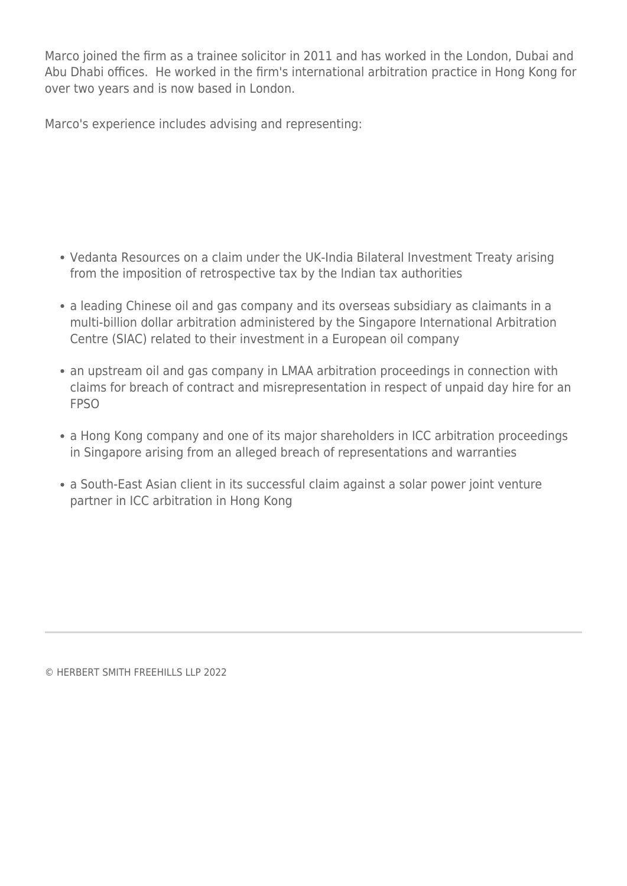Marco joined the firm as a trainee solicitor in 2011 and has worked in the London, Dubai and Abu Dhabi offices. He worked in the firm's international arbitration practice in Hong Kong for over two years and is now based in London.

Marco's experience includes advising and representing:

- Vedanta Resources on a claim under the UK-India Bilateral Investment Treaty arising from the imposition of retrospective tax by the Indian tax authorities
- a leading Chinese oil and gas company and its overseas subsidiary as claimants in a multi-billion dollar arbitration administered by the Singapore International Arbitration Centre (SIAC) related to their investment in a European oil company
- an upstream oil and gas company in LMAA arbitration proceedings in connection with claims for breach of contract and misrepresentation in respect of unpaid day hire for an FPSO
- a Hong Kong company and one of its major shareholders in ICC arbitration proceedings in Singapore arising from an alleged breach of representations and warranties
- a South-East Asian client in its successful claim against a solar power joint venture partner in ICC arbitration in Hong Kong

© HERBERT SMITH FREEHILLS LLP 2022